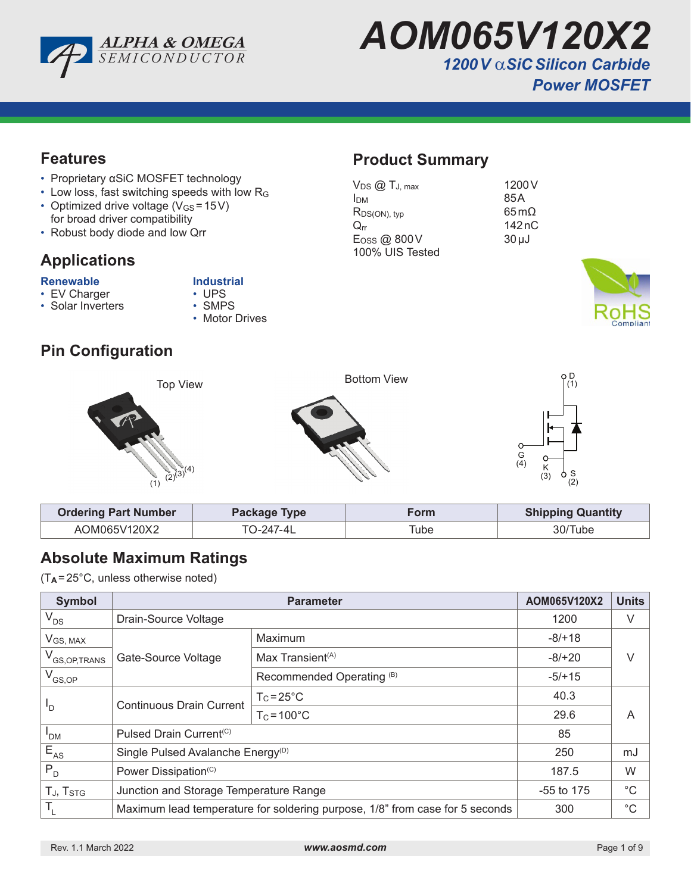# AOM065V120X2

## 1200 V αSiC Silicon Carbide Power MOSFET

## Features

- Proprietary αSiC MOSFET technology
- Low loss, fast switching speeds with low $R_G$
- Optimized drive voltage ($V_{GS}$ = 15 V) for broad driver compatibility
- Robust body diode and low Qrr

## Product Summary

| | |
|---|---|
| $V_{DS}$ @ $T_{J, max}$ | 1200 V |
| $I_{DM}$ | 85 A |
| $R_{DS(ON), typ}$ | 65 mΩ |
| $Q_{rr}$ | 142 nC |
| $E_{OSS}$ @ 800 V | 30 µJ |
| 100% UIS Tested | |

## Applications

**Renewable**
- EV Charger
- Solar Inverters

**Industrial**
- UPS
- SMPS
- Motor Drives

## Pin Configuration

Top View

Bottom View

D (1), G (4), K (3), S (2)

| Ordering Part Number | Package Type | Form | Shipping Quantity |
|---|---|---|---|
| AOM065V120X2 | TO-247-4L | Tube | 30/Tube |

## Absolute Maximum Ratings

($T_A$ = 25°C, unless otherwise noted)

| Symbol | Parameter | | AOM065V120X2 | Units |
|---|---|---|---|---|
| $V_{DS}$ | Drain-Source Voltage | | 1200 | V |
| $V_{GS, MAX}$ | Gate-Source Voltage | Maximum | -8/+18 | V |
| $V_{GS,OP,TRANS}$ | | Max Transient[(A)] | -8/+20 | |
| $V_{GS,OP}$ | | Recommended Operating [(B)] | -5/+15 | |
| $I_D$ | Continuous Drain Current | $T_C$ = 25°C | 40.3 | A |
| | | $T_C$ = 100°C | 29.6 | |
| $I_{DM}$ | Pulsed Drain Current[(C)] | | 85 | |
| $E_{AS}$ | Single Pulsed Avalanche Energy[(D)] | | 250 | mJ |
| $P_D$ | Power Dissipation[(C)] | | 187.5 | W |
| $T_J$, $T_{STG}$ | Junction and Storage Temperature Range | | -55 to 175 | °C |
| $T_L$ | Maximum lead temperature for soldering purpose, 1/8" from case for 5 seconds | | 300 | °C |

Rev. 1.1 March 2022 www.aosmd.com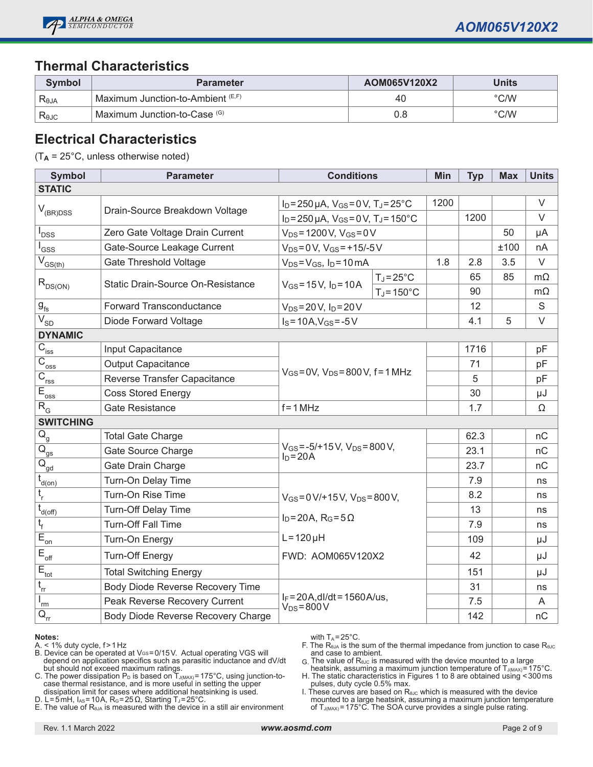## Thermal Characteristics

| Symbol | Parameter | AOM065V120X2 | Units |
|---|---|---|---|
| $R_{\theta JA}$ | Maximum Junction-to-Ambient [E,F] | 40 | °C/W |
| $R_{\theta JC}$ | Maximum Junction-to-Case [G] | 0.8 | °C/W |

## Electrical Characteristics

($T_A$ = 25°C, unless otherwise noted)

| Symbol | Parameter | Conditions | | Min | Typ | Max | Units |
|---|---|---|---|---|---|---|---|
| **STATIC** | | | | | | | |
| $V_{(BR)DSS}$ | Drain-Source Breakdown Voltage | $I_D$=250µA, $V_{GS}$=0V, $T_J$=25°C | | 1200 | | | V |
| | | $I_D$=250µA, $V_{GS}$=0V, $T_J$=150°C | | | 1200 | | V |
| $I_{DSS}$ | Zero Gate Voltage Drain Current | $V_{DS}$=1200V, $V_{GS}$=0V | | | | 50 | µA |
| $I_{GSS}$ | Gate-Source Leakage Current | $V_{DS}$=0V, $V_{GS}$=+15/-5V | | | | ±100 | nA |
| $V_{GS(th)}$ | Gate Threshold Voltage | $V_{DS}$=$V_{GS}$, $I_D$=10mA | | 1.8 | 2.8 | 3.5 | V |
| $R_{DS(ON)}$ | Static Drain-Source On-Resistance | $V_{GS}$=15V, $I_D$=10A | $T_J$=25°C | | 65 | 85 | mΩ |
| | | | $T_J$=150°C | | 90 | | mΩ |
| $g_{fs}$ | Forward Transconductance | $V_{DS}$=20V, $I_D$=20V | | | 12 | | S |
| $V_{SD}$ | Diode Forward Voltage | $I_S$=10A,$V_{GS}$=-5V | | | 4.1 | 5 | V |
| **DYNAMIC** | | | | | | | |
| $C_{iss}$ | Input Capacitance | $V_{GS}$=0V, $V_{DS}$=800V, f=1MHz | | | 1716 | | pF |
| $C_{oss}$ | Output Capacitance | | | | 71 | | pF |
| $C_{rss}$ | Reverse Transfer Capacitance | | | | 5 | | pF |
| $E_{oss}$ | Coss Stored Energy | | | | 30 | | µJ |
| $R_G$ | Gate Resistance | f=1MHz | | | 1.7 | | Ω |
| **SWITCHING** | | | | | | | |
| $Q_g$ | Total Gate Charge | $V_{GS}$=-5/+15V, $V_{DS}$=800V, $I_D$=20A | | | 62.3 | | nC |
| $Q_{gs}$ | Gate Source Charge | | | | 23.1 | | nC |
| $Q_{gd}$ | Gate Drain Charge | | | | 23.7 | | nC |
| $t_{d(on)}$ | Turn-On Delay Time | $V_{GS}$=0V/+15V, $V_{DS}$=800V, $I_D$=20A, $R_G$=5Ω, L=120µH, FWD: AOM065V120X2 | | | 7.9 | | ns |
| $t_r$ | Turn-On Rise Time | | | | 8.2 | | ns |
| $t_{d(off)}$ | Turn-Off Delay Time | | | | 13 | | ns |
| $t_f$ | Turn-Off Fall Time | | | | 7.9 | | ns |
| $E_{on}$ | Turn-On Energy | | | | 109 | | µJ |
| $E_{off}$ | Turn-Off Energy | | | | 42 | | µJ |
| $E_{tot}$ | Total Switching Energy | | | | 151 | | µJ |
| $t_{rr}$ | Body Diode Reverse Recovery Time | $I_F$=20A,dI/dt=1560A/us, $V_{DS}$=800V | | | 31 | | ns |
| $I_{rm}$ | Peak Reverse Recovery Current | | | | 7.5 | | A |
| $Q_{rr}$ | Body Diode Reverse Recovery Charge | | | | 142 | | nC |

**Notes:**

A. < 1% duty cycle, f > 1 Hz

B. Device can be operated at $V_{GS}$=0/15V. Actual operating VGS will depend on application specifics such as parasitic inductance and dV/dt but should not exceed maximum ratings.

C. The power dissipation $P_D$ is based on $T_{J(MAX)}$=175°C, using junction-to-case thermal resistance, and is more useful in setting the upper dissipation limit for cases where additional heatsinking is used.

D. L=5mH, $I_{AS}$=10A, $R_G$=25Ω, Starting $T_J$=25°C.

E. The value of $R_{\theta JA}$ is measured with the device in a still air environment with $T_A$=25°C.

F. The $R_{\theta JA}$ is the sum of the thermal impedance from junction to case $R_{\theta JC}$ and case to ambient.

G. The value of $R_{\theta JC}$ is measured with the device mounted to a large heatsink, assuming a maximum junction temperature of $T_{J(MAX)}$=175°C.

H. The static characteristics in Figures 1 to 8 are obtained using <300ms pulses, duty cycle 0.5% max.

I. These curves are based on $R_{\theta JC}$ which is measured with the device mounted to a large heatsink, assuming a maximum junction temperature of $T_{J(MAX)}$=175°C. The SOA curve provides a single pulse rating.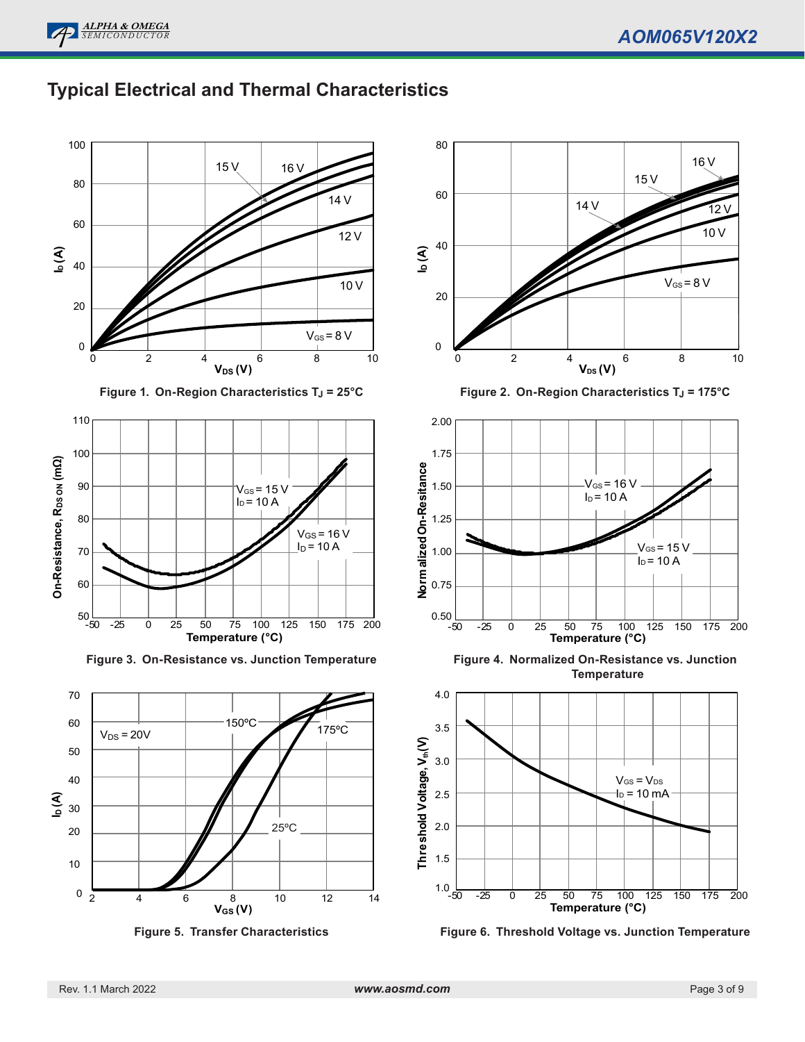## Typical Electrical and Thermal Characteristics

Figure 1. On-Region Characteristics $T_J$ = 25°C

Figure 2. On-Region Characteristics $T_J$ = 175°C

Figure 3. On-Resistance vs. Junction Temperature

Figure 4. Normalized On-Resistance vs. Junction Temperature

Figure 5. Transfer Characteristics

Figure 6. Threshold Voltage vs. Junction Temperature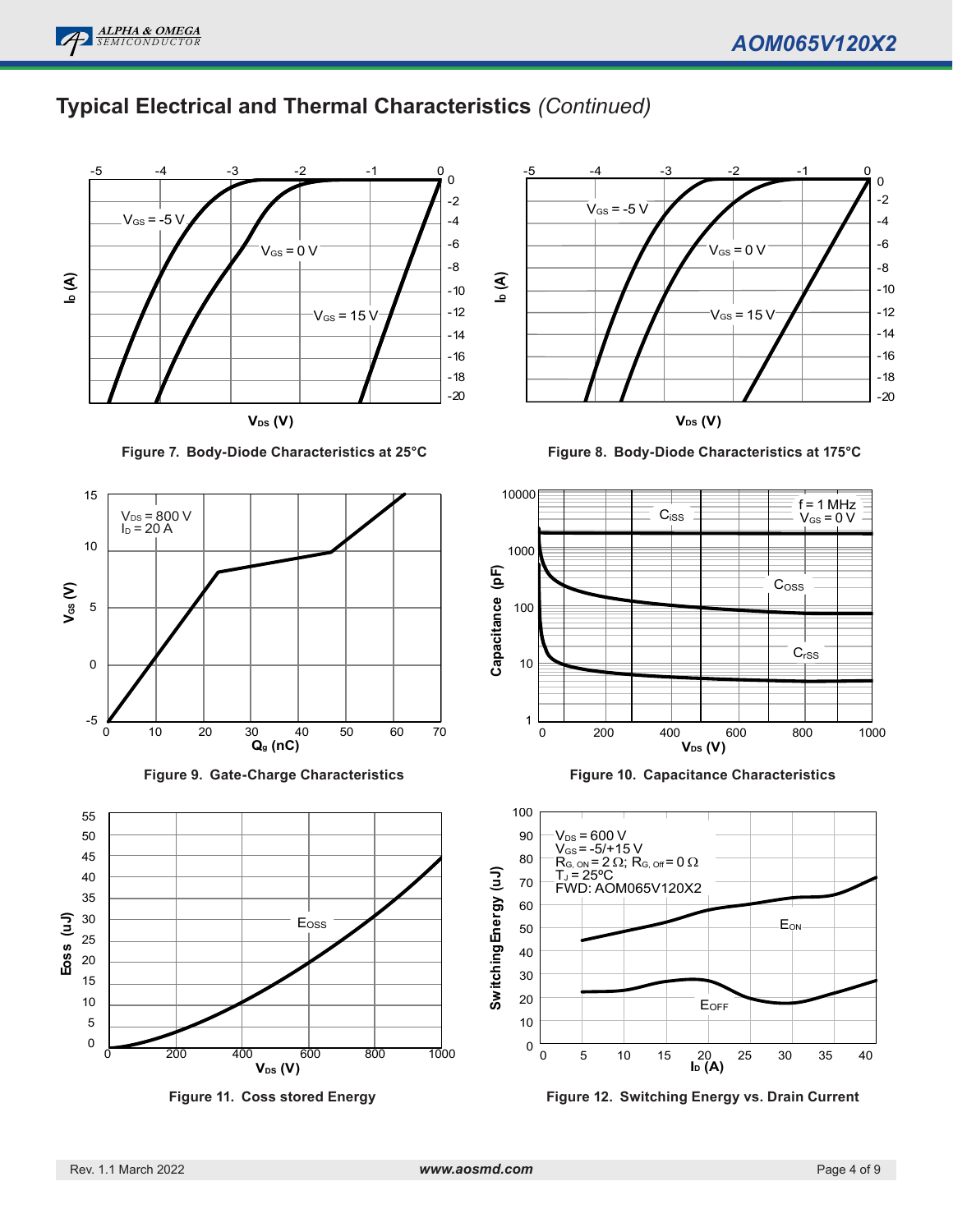## Typical Electrical and Thermal Characteristics *(Continued)*

Figure 7. Body-Diode Characteristics at 25°C

Figure 8. Body-Diode Characteristics at 175°C

Figure 9. Gate-Charge Characteristics

Figure 10. Capacitance Characteristics

Figure 11. Coss stored Energy

Figure 12. Switching Energy vs. Drain Current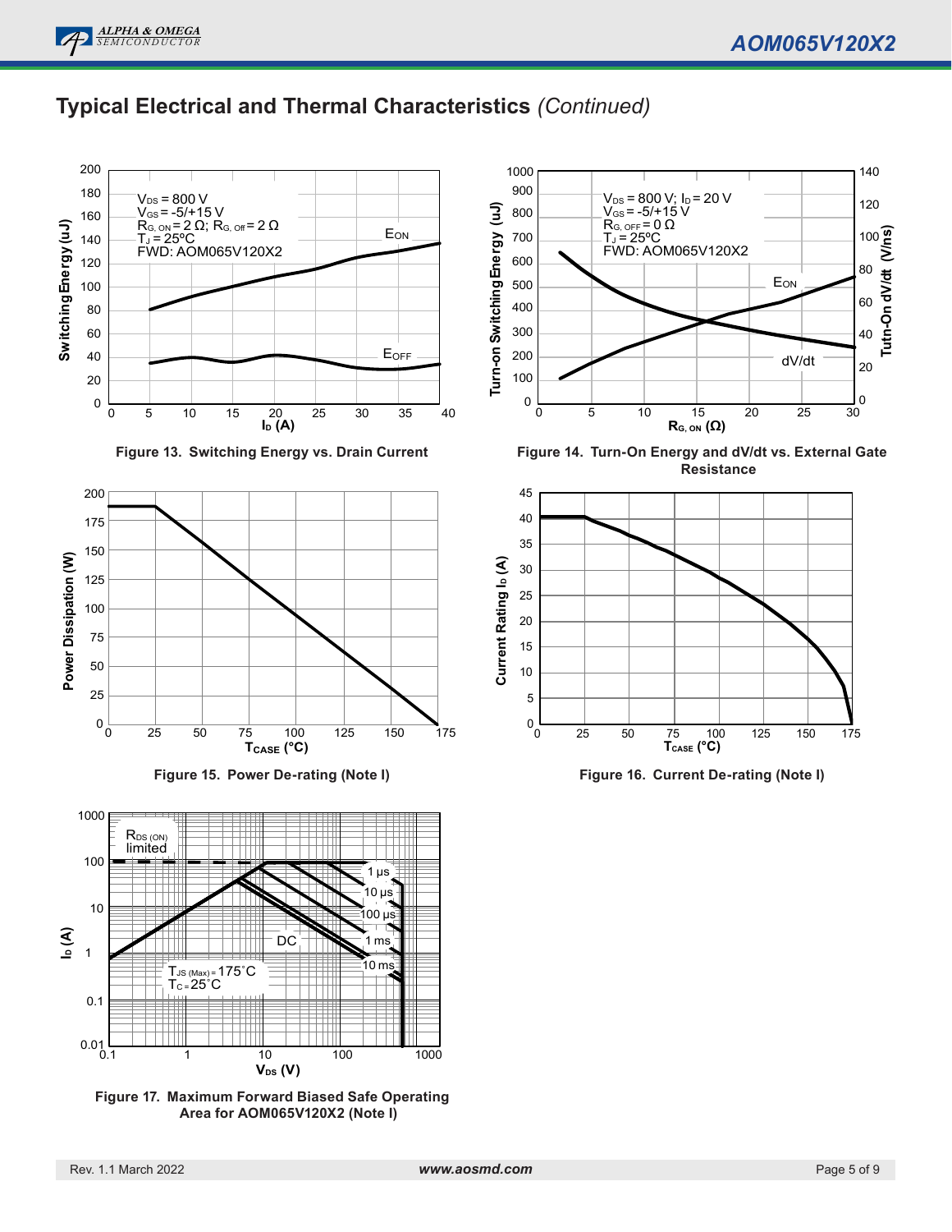## Typical Electrical and Thermal Characteristics *(Continued)*

Figure 13. Switching Energy vs. Drain Current

Figure 14. Turn-On Energy and dV/dt vs. External Gate Resistance

Figure 15. Power De-rating (Note I)

Figure 16. Current De-rating (Note I)

Figure 17. Maximum Forward Biased Safe Operating Area for AOM065V120X2 (Note I)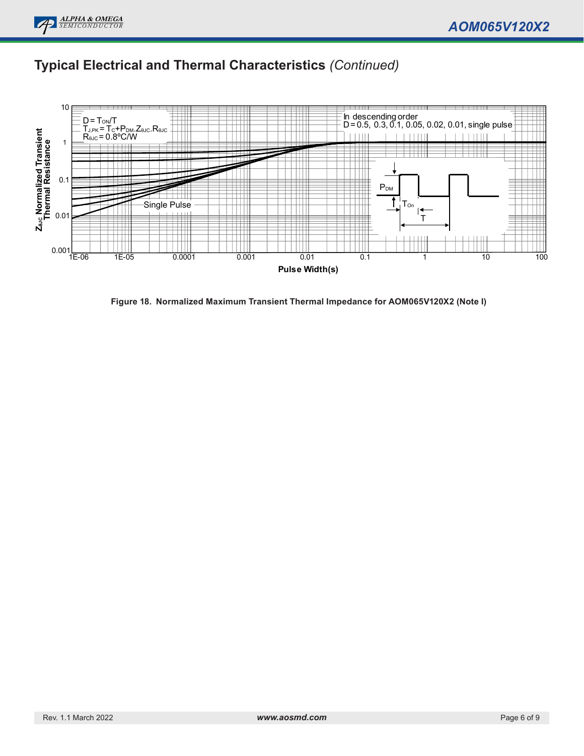## Typical Electrical and Thermal Characteristics *(Continued)*

$D = T_{ON}/T$
$T_{J,PK} = T_C + P_{DM}.Z_{\theta JC}.R_{\theta JC}$
$R_{\theta JC} = 0.8°C/W$

In descending order
D = 0.5, 0.3, 0.1, 0.05, 0.02, 0.01, single pulse

Single Pulse

$P_{DM}$

$T_{On}$

T

$Z_{\theta JC}$ Normalized Transient Thermal Resistance

Pulse Width(s)

**Figure 18. Normalized Maximum Transient Thermal Impedance for AOM065V120X2 (Note I)**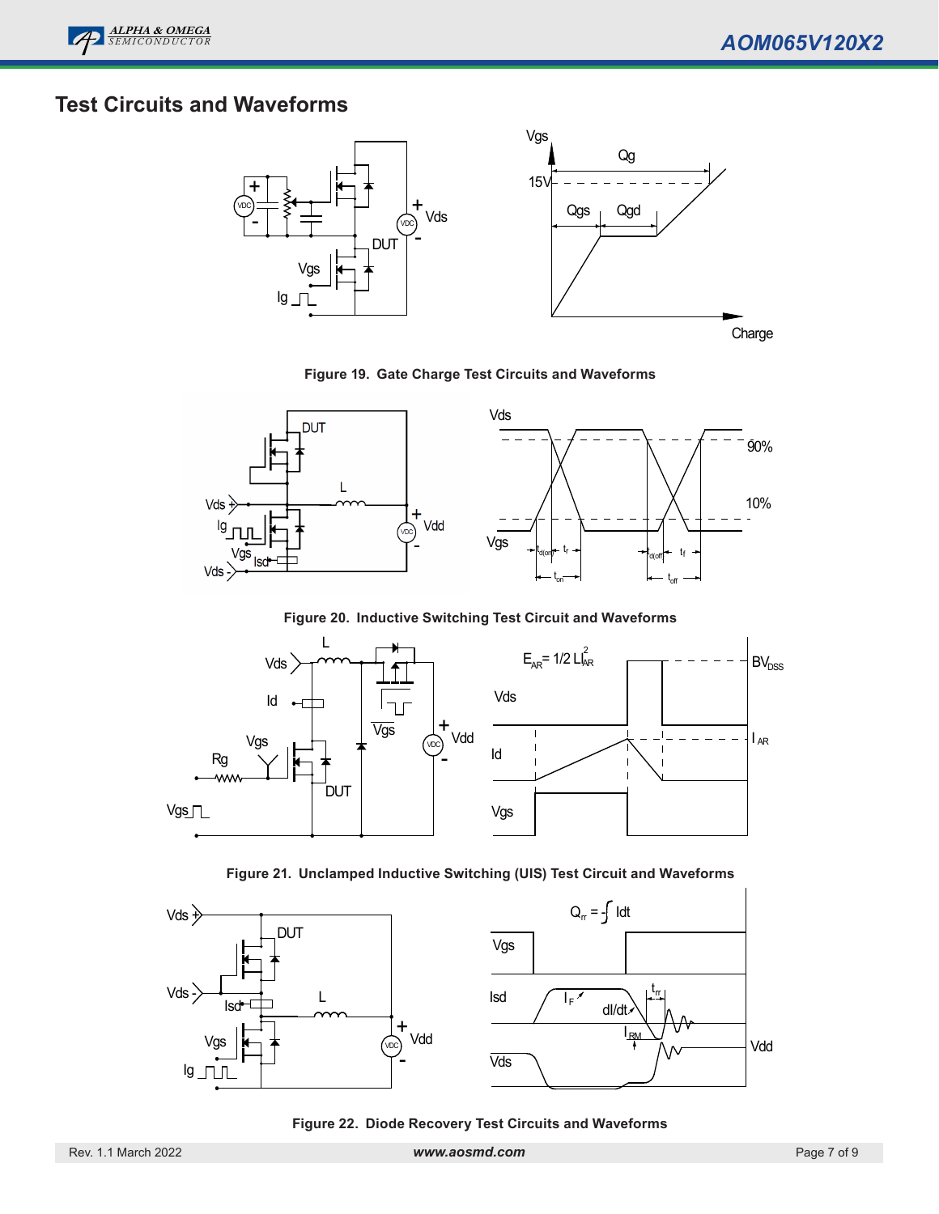## Test Circuits and Waveforms

Figure 19. Gate Charge Test Circuits and Waveforms

Figure 20. Inductive Switching Test Circuit and Waveforms

Figure 21. Unclamped Inductive Switching (UIS) Test Circuit and Waveforms

Figure 22. Diode Recovery Test Circuits and Waveforms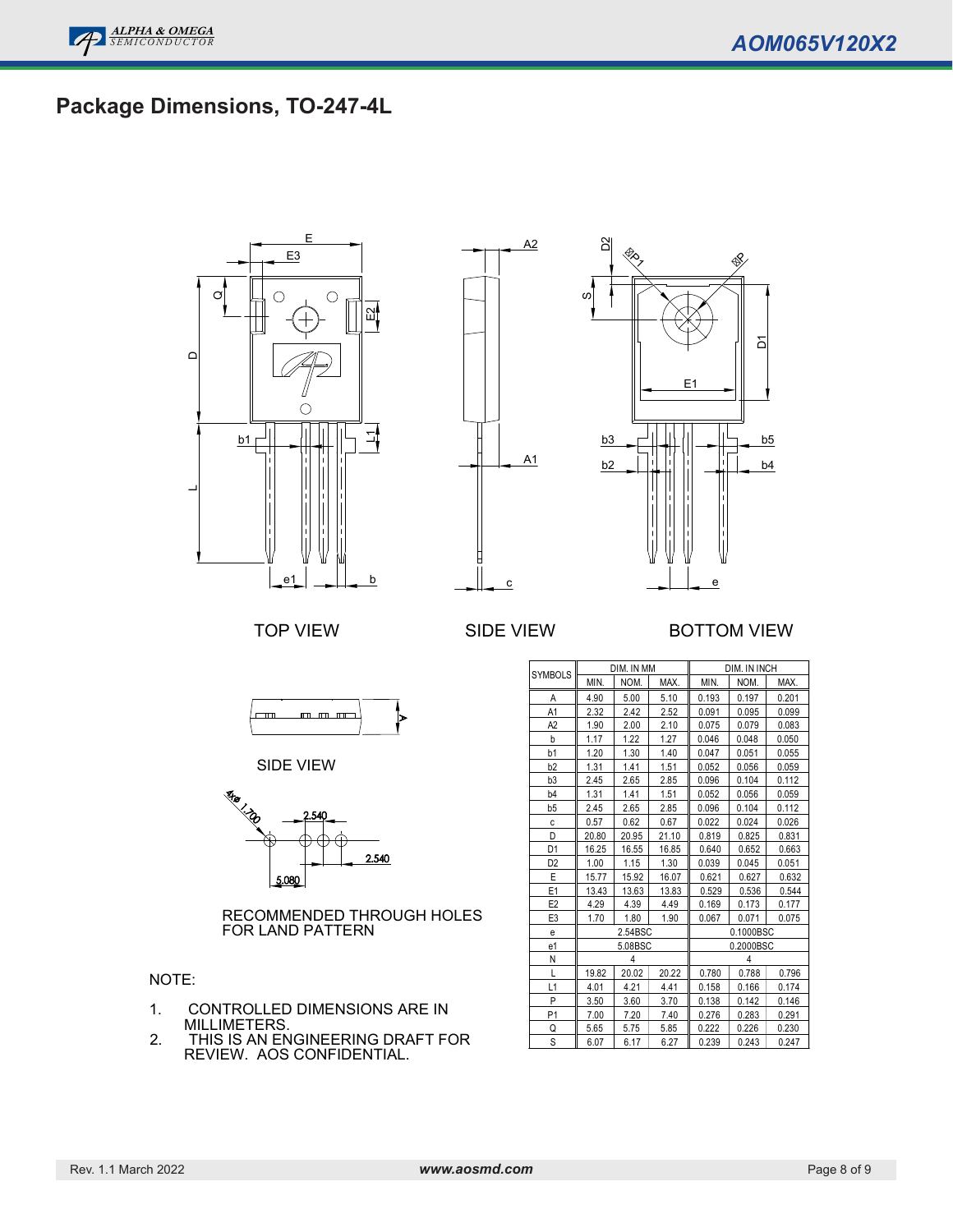# Package Dimensions, TO-247-4L

TOP VIEW

SIDE VIEW

BOTTOM VIEW

SIDE VIEW

RECOMMENDED THROUGH HOLES FOR LAND PATTERN

| SYMBOLS | DIM. IN MM | | | DIM. IN INCH | | |
|---|---|---|---|---|---|---|
| | MIN. | NOM. | MAX. | MIN. | NOM. | MAX. |
| A | 4.90 | 5.00 | 5.10 | 0.193 | 0.197 | 0.201 |
| A1 | 2.32 | 2.42 | 2.52 | 0.091 | 0.095 | 0.099 |
| A2 | 1.90 | 2.00 | 2.10 | 0.075 | 0.079 | 0.083 |
| b | 1.17 | 1.22 | 1.27 | 0.046 | 0.048 | 0.050 |
| b1 | 1.20 | 1.30 | 1.40 | 0.047 | 0.051 | 0.055 |
| b2 | 1.31 | 1.41 | 1.51 | 0.052 | 0.056 | 0.059 |
| b3 | 2.45 | 2.65 | 2.85 | 0.096 | 0.104 | 0.112 |
| b4 | 1.31 | 1.41 | 1.51 | 0.052 | 0.056 | 0.059 |
| b5 | 2.45 | 2.65 | 2.85 | 0.096 | 0.104 | 0.112 |
| c | 0.57 | 0.62 | 0.67 | 0.022 | 0.024 | 0.026 |
| D | 20.80 | 20.95 | 21.10 | 0.819 | 0.825 | 0.831 |
| D1 | 16.25 | 16.55 | 16.85 | 0.640 | 0.652 | 0.663 |
| D2 | 1.00 | 1.15 | 1.30 | 0.039 | 0.045 | 0.051 |
| E | 15.77 | 15.92 | 16.07 | 0.621 | 0.627 | 0.632 |
| E1 | 13.43 | 13.63 | 13.83 | 0.529 | 0.536 | 0.544 |
| E2 | 4.29 | 4.39 | 4.49 | 0.169 | 0.173 | 0.177 |
| E3 | 1.70 | 1.80 | 1.90 | 0.067 | 0.071 | 0.075 |
| e | 2.54BSC | | | 0.1000BSC | | |
| e1 | 5.08BSC | | | 0.2000BSC | | |
| N | 4 | | | 4 | | |
| L | 19.82 | 20.02 | 20.22 | 0.780 | 0.788 | 0.796 |
| L1 | 4.01 | 4.21 | 4.41 | 0.158 | 0.166 | 0.174 |
| P | 3.50 | 3.60 | 3.70 | 0.138 | 0.142 | 0.146 |
| P1 | 7.00 | 7.20 | 7.40 | 0.276 | 0.283 | 0.291 |
| Q | 5.65 | 5.75 | 5.85 | 0.222 | 0.226 | 0.230 |
| S | 6.07 | 6.17 | 6.27 | 0.239 | 0.243 | 0.247 |

NOTE:

1. CONTROLLED DIMENSIONS ARE IN MILLIMETERS.
2. THIS IS AN ENGINEERING DRAFT FOR REVIEW. AOS CONFIDENTIAL.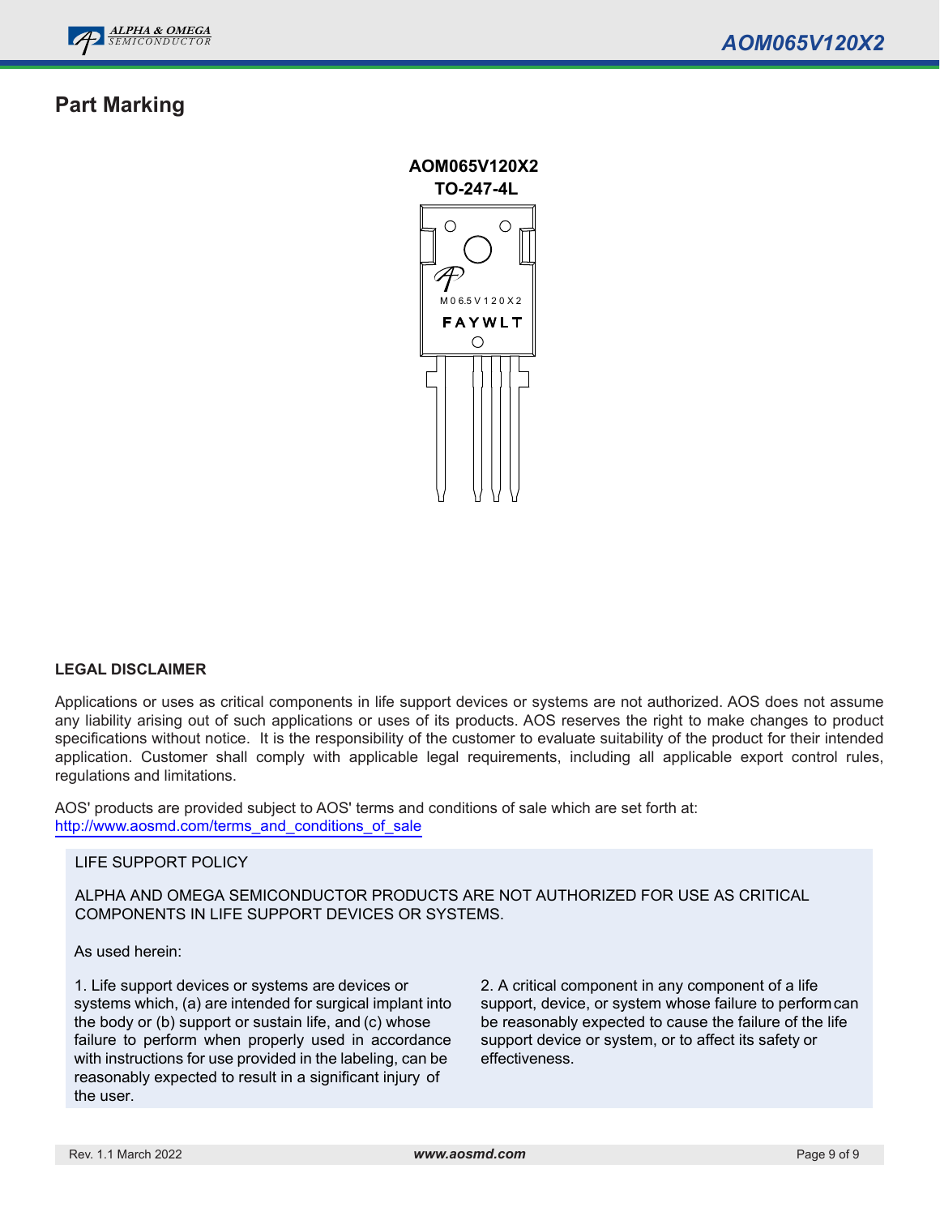## Part Marking

AOM065V120X2
TO-247-4L

M065V120X2
FAYWLT

**LEGAL DISCLAIMER**

Applications or uses as critical components in life support devices or systems are not authorized. AOS does not assume any liability arising out of such applications or uses of its products. AOS reserves the right to make changes to product specifications without notice. It is the responsibility of the customer to evaluate suitability of the product for their intended application. Customer shall comply with applicable legal requirements, including all applicable export control rules, regulations and limitations.

AOS' products are provided subject to AOS' terms and conditions of sale which are set forth at:
http://www.aosmd.com/terms_and_conditions_of_sale

LIFE SUPPORT POLICY

ALPHA AND OMEGA SEMICONDUCTOR PRODUCTS ARE NOT AUTHORIZED FOR USE AS CRITICAL COMPONENTS IN LIFE SUPPORT DEVICES OR SYSTEMS.

As used herein:

1. Life support devices or systems are devices or systems which, (a) are intended for surgical implant into the body or (b) support or sustain life, and (c) whose failure to perform when properly used in accordance with instructions for use provided in the labeling, can be reasonably expected to result in a significant injury of the user.

2. A critical component in any component of a life support, device, or system whose failure to perform can be reasonably expected to cause the failure of the life support device or system, or to affect its safety or effectiveness.